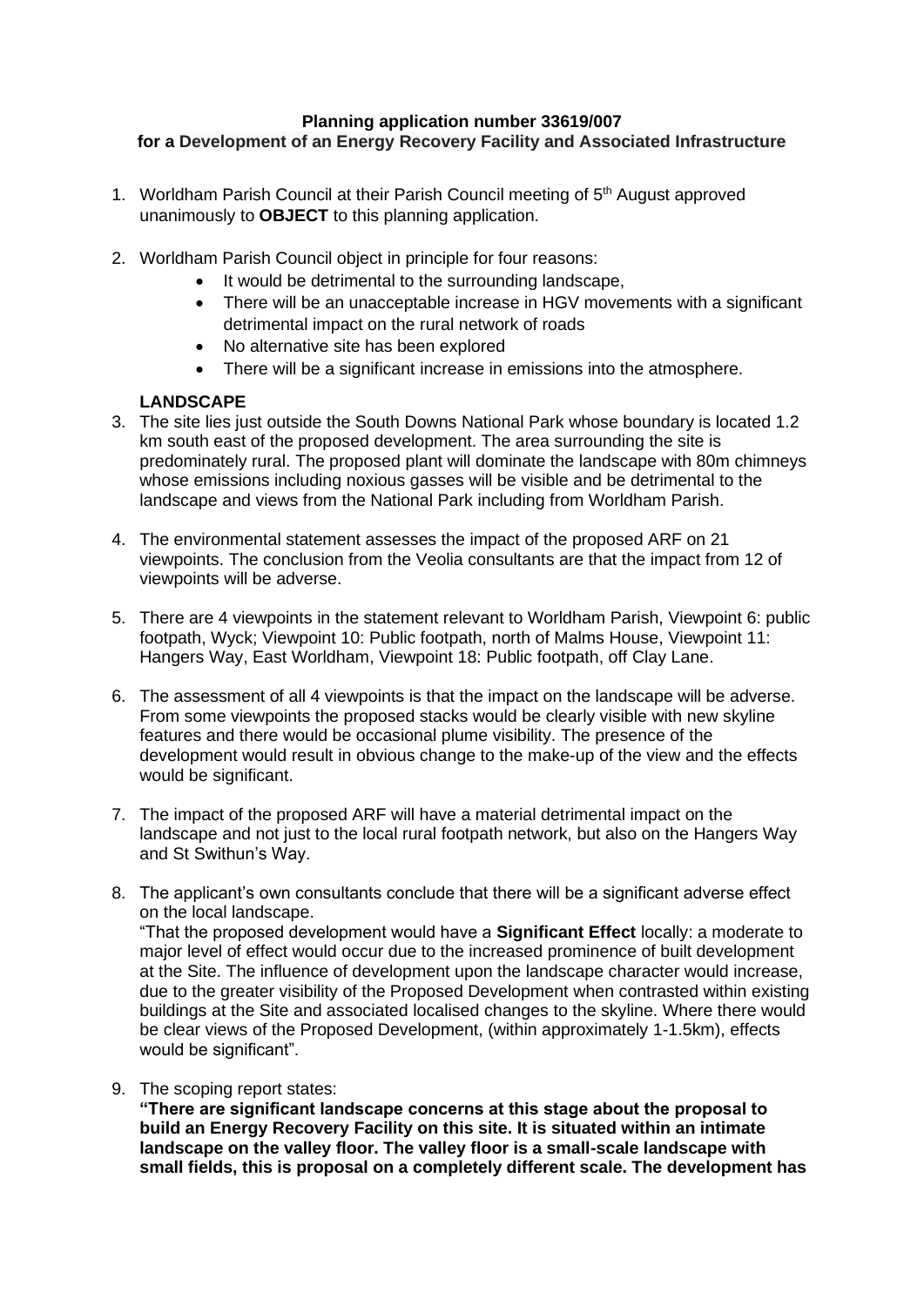**Planning application number 33619/007**
**for a Development of an Energy Recovery Facility and Associated Infrastructure**

1. Worldham Parish Council at their Parish Council meeting of 5th August approved unanimously to **OBJECT** to this planning application.

2. Worldham Parish Council object in principle for four reasons:
    - It would be detrimental to the surrounding landscape,
    - There will be an unacceptable increase in HGV movements with a significant detrimental impact on the rural network of roads
    - No alternative site has been explored
    - There will be a significant increase in emissions into the atmosphere.

**LANDSCAPE**

3. The site lies just outside the South Downs National Park whose boundary is located 1.2 km south east of the proposed development. The area surrounding the site is predominately rural. The proposed plant will dominate the landscape with 80m chimneys whose emissions including noxious gasses will be visible and be detrimental to the landscape and views from the National Park including from Worldham Parish.

4. The environmental statement assesses the impact of the proposed ARF on 21 viewpoints. The conclusion from the Veolia consultants are that the impact from 12 of viewpoints will be adverse.

5. There are 4 viewpoints in the statement relevant to Worldham Parish, Viewpoint 6: public footpath, Wyck; Viewpoint 10: Public footpath, north of Malms House, Viewpoint 11: Hangers Way, East Worldham, Viewpoint 18: Public footpath, off Clay Lane.

6. The assessment of all 4 viewpoints is that the impact on the landscape will be adverse. From some viewpoints the proposed stacks would be clearly visible with new skyline features and there would be occasional plume visibility. The presence of the development would result in obvious change to the make-up of the view and the effects would be significant.

7. The impact of the proposed ARF will have a material detrimental impact on the landscape and not just to the local rural footpath network, but also on the Hangers Way and St Swithun's Way.

8. The applicant's own consultants conclude that there will be a significant adverse effect on the local landscape.
   "That the proposed development would have a **Significant Effect** locally: a moderate to major level of effect would occur due to the increased prominence of built development at the Site. The influence of development upon the landscape character would increase, due to the greater visibility of the Proposed Development when contrasted within existing buildings at the Site and associated localised changes to the skyline. Where there would be clear views of the Proposed Development, (within approximately 1-1.5km), effects would be significant".

9. The scoping report states:
   **"There are significant landscape concerns at this stage about the proposal to build an Energy Recovery Facility on this site. It is situated within an intimate landscape on the valley floor. The valley floor is a small-scale landscape with small fields, this is proposal on a completely different scale. The development has**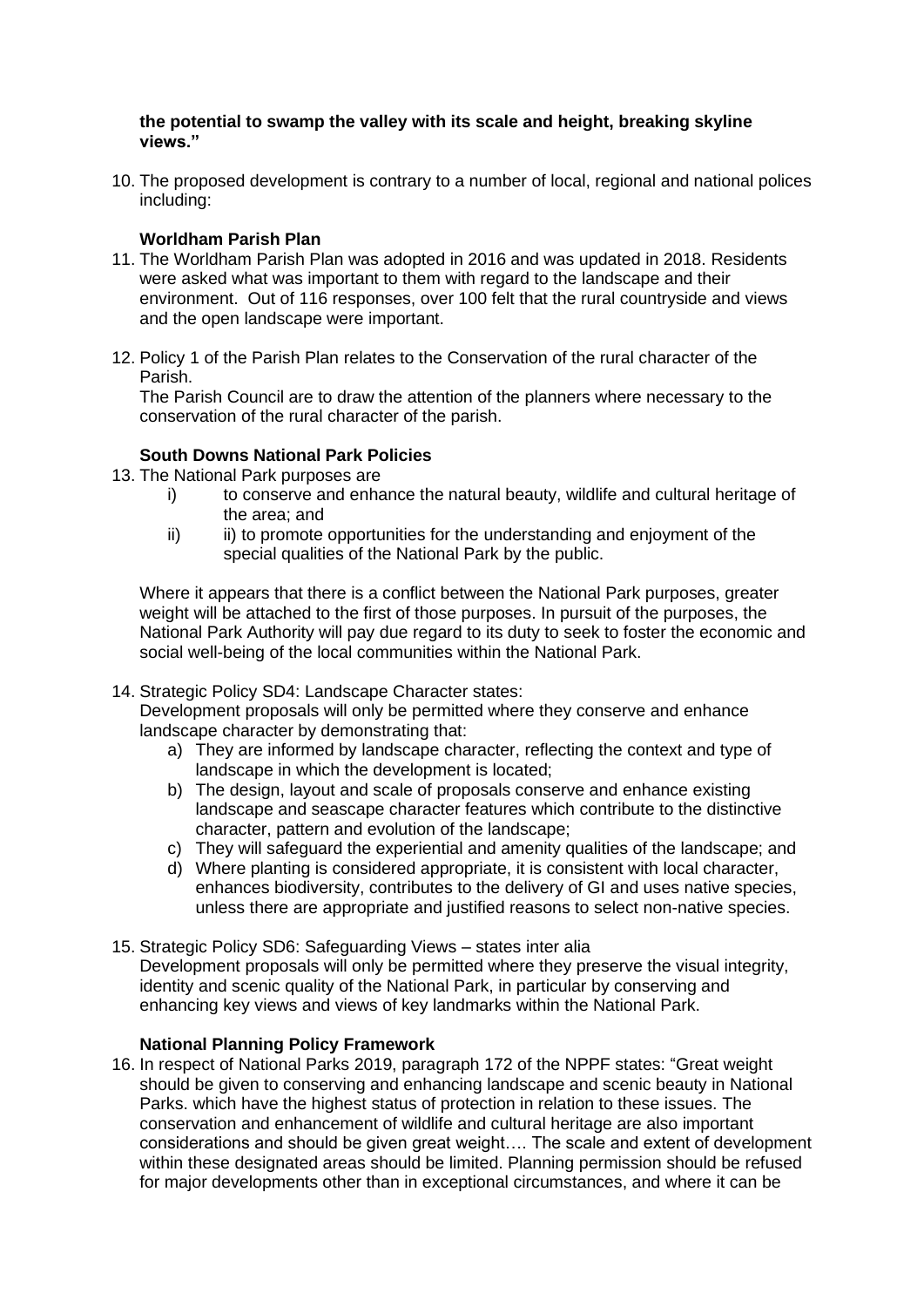**the potential to swamp the valley with its scale and height, breaking skyline views."**

10. The proposed development is contrary to a number of local, regional and national polices including:

**Worldham Parish Plan**

11. The Worldham Parish Plan was adopted in 2016 and was updated in 2018. Residents were asked what was important to them with regard to the landscape and their environment. Out of 116 responses, over 100 felt that the rural countryside and views and the open landscape were important.

12. Policy 1 of the Parish Plan relates to the Conservation of the rural character of the Parish.
    The Parish Council are to draw the attention of the planners where necessary to the conservation of the rural character of the parish.

**South Downs National Park Policies**

13. The National Park purposes are
    i) to conserve and enhance the natural beauty, wildlife and cultural heritage of the area; and
    ii) ii) to promote opportunities for the understanding and enjoyment of the special qualities of the National Park by the public.

    Where it appears that there is a conflict between the National Park purposes, greater weight will be attached to the first of those purposes. In pursuit of the purposes, the National Park Authority will pay due regard to its duty to seek to foster the economic and social well-being of the local communities within the National Park.

14. Strategic Policy SD4: Landscape Character states:
    Development proposals will only be permitted where they conserve and enhance landscape character by demonstrating that:
    a) They are informed by landscape character, reflecting the context and type of landscape in which the development is located;
    b) The design, layout and scale of proposals conserve and enhance existing landscape and seascape character features which contribute to the distinctive character, pattern and evolution of the landscape;
    c) They will safeguard the experiential and amenity qualities of the landscape; and
    d) Where planting is considered appropriate, it is consistent with local character, enhances biodiversity, contributes to the delivery of GI and uses native species, unless there are appropriate and justified reasons to select non-native species.

15. Strategic Policy SD6: Safeguarding Views – states inter alia
    Development proposals will only be permitted where they preserve the visual integrity, identity and scenic quality of the National Park, in particular by conserving and enhancing key views and views of key landmarks within the National Park.

**National Planning Policy Framework**

16. In respect of National Parks 2019, paragraph 172 of the NPPF states: "Great weight should be given to conserving and enhancing landscape and scenic beauty in National Parks. which have the highest status of protection in relation to these issues. The conservation and enhancement of wildlife and cultural heritage are also important considerations and should be given great weight…. The scale and extent of development within these designated areas should be limited. Planning permission should be refused for major developments other than in exceptional circumstances, and where it can be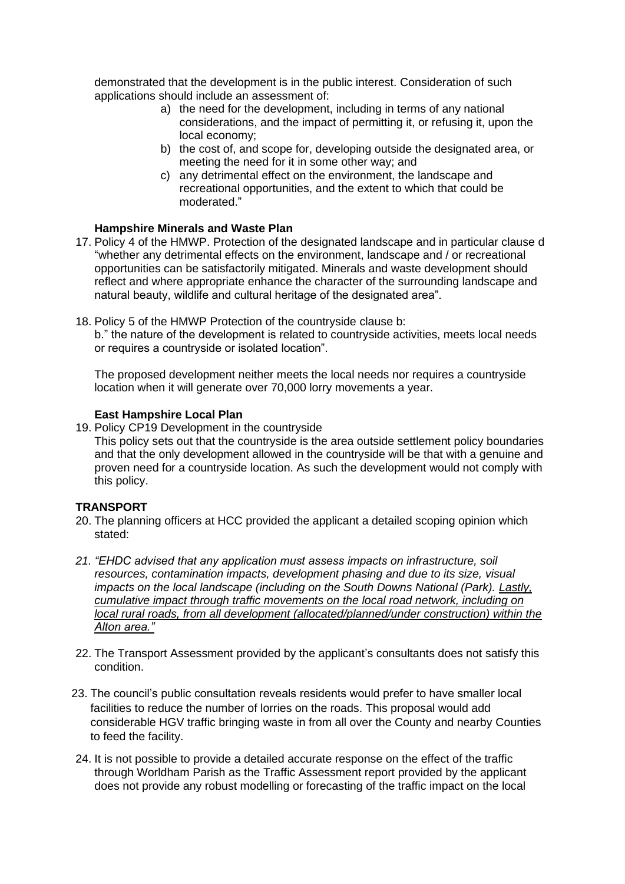demonstrated that the development is in the public interest. Consideration of such applications should include an assessment of:

a) the need for the development, including in terms of any national considerations, and the impact of permitting it, or refusing it, upon the local economy;
b) the cost of, and scope for, developing outside the designated area, or meeting the need for it in some other way; and
c) any detrimental effect on the environment, the landscape and recreational opportunities, and the extent to which that could be moderated."

**Hampshire Minerals and Waste Plan**

17. Policy 4 of the HMWP. Protection of the designated landscape and in particular clause d "whether any detrimental effects on the environment, landscape and / or recreational opportunities can be satisfactorily mitigated. Minerals and waste development should reflect and where appropriate enhance the character of the surrounding landscape and natural beauty, wildlife and cultural heritage of the designated area".

18. Policy 5 of the HMWP Protection of the countryside clause b:
b." the nature of the development is related to countryside activities, meets local needs or requires a countryside or isolated location".

    The proposed development neither meets the local needs nor requires a countryside location when it will generate over 70,000 lorry movements a year.

**East Hampshire Local Plan**

19. Policy CP19 Development in the countryside
This policy sets out that the countryside is the area outside settlement policy boundaries and that the only development allowed in the countryside will be that with a genuine and proven need for a countryside location. As such the development would not comply with this policy.

**TRANSPORT**

20. The planning officers at HCC provided the applicant a detailed scoping opinion which stated:

21. *"EHDC advised that any application must assess impacts on infrastructure, soil resources, contamination impacts, development phasing and due to its size, visual impacts on the local landscape (including on the South Downs National (Park). <u>Lastly, cumulative impact through traffic movements on the local road network, including on local rural roads, from all development (allocated/planned/under construction) within the Alton area."</u>*

22. The Transport Assessment provided by the applicant's consultants does not satisfy this condition.

23. The council's public consultation reveals residents would prefer to have smaller local facilities to reduce the number of lorries on the roads. This proposal would add considerable HGV traffic bringing waste in from all over the County and nearby Counties to feed the facility.

24. It is not possible to provide a detailed accurate response on the effect of the traffic through Worldham Parish as the Traffic Assessment report provided by the applicant does not provide any robust modelling or forecasting of the traffic impact on the local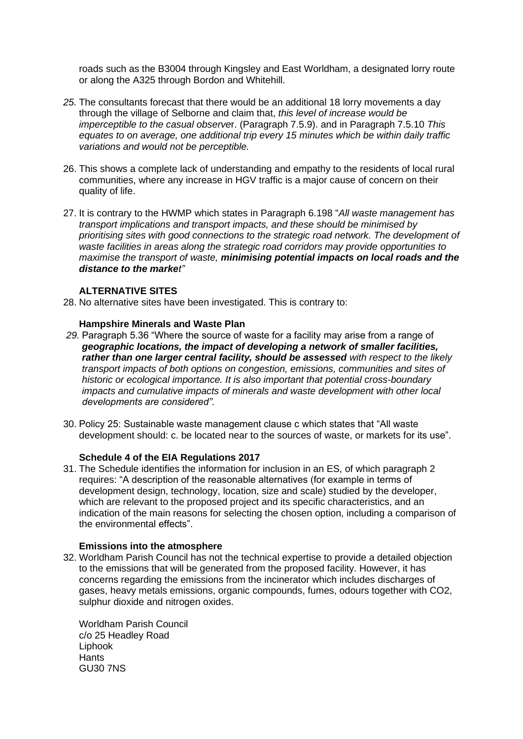roads such as the B3004 through Kingsley and East Worldham, a designated lorry route or along the A325 through Bordon and Whitehill.

25. The consultants forecast that there would be an additional 18 lorry movements a day through the village of Selborne and claim that, *this level of increase would be imperceptible to the casual observe*r. (Paragraph 7.5.9). and in Paragraph 7.5.10 *This equates to on average, one additional trip every 15 minutes which be within daily traffic variations and would not be perceptible.*

26. This shows a complete lack of understanding and empathy to the residents of local rural communities, where any increase in HGV traffic is a major cause of concern on their quality of life.

27. It is contrary to the HWMP which states in Paragraph 6.198 "*All waste management has transport implications and transport impacts, and these should be minimised by prioritising sites with good connections to the strategic road network. The development of waste facilities in areas along the strategic road corridors may provide opportunities to maximise the transport of waste,* ***minimising potential impacts on local roads and the distance to the market****"*

**ALTERNATIVE SITES**

28. No alternative sites have been investigated. This is contrary to:

**Hampshire Minerals and Waste Plan**

29. Paragraph 5.36 "Where the source of waste for a facility may arise from a range of ***geographic locations, the impact of developing a network of smaller facilities, rather than one larger central facility, should be assessed*** *with respect to the likely transport impacts of both options on congestion, emissions, communities and sites of historic or ecological importance. It is also important that potential cross-boundary impacts and cumulative impacts of minerals and waste development with other local developments are considered".*

30. Policy 25: Sustainable waste management clause c which states that "All waste development should: c. be located near to the sources of waste, or markets for its use".

**Schedule 4 of the EIA Regulations 2017**

31. The Schedule identifies the information for inclusion in an ES, of which paragraph 2 requires: "A description of the reasonable alternatives (for example in terms of development design, technology, location, size and scale) studied by the developer, which are relevant to the proposed project and its specific characteristics, and an indication of the main reasons for selecting the chosen option, including a comparison of the environmental effects".

**Emissions into the atmosphere**

32. Worldham Parish Council has not the technical expertise to provide a detailed objection to the emissions that will be generated from the proposed facility. However, it has concerns regarding the emissions from the incinerator which includes discharges of gases, heavy metals emissions, organic compounds, fumes, odours together with $CO_2$, sulphur dioxide and nitrogen oxides.

Worldham Parish Council
c/o 25 Headley Road
Liphook
Hants
GU30 7NS